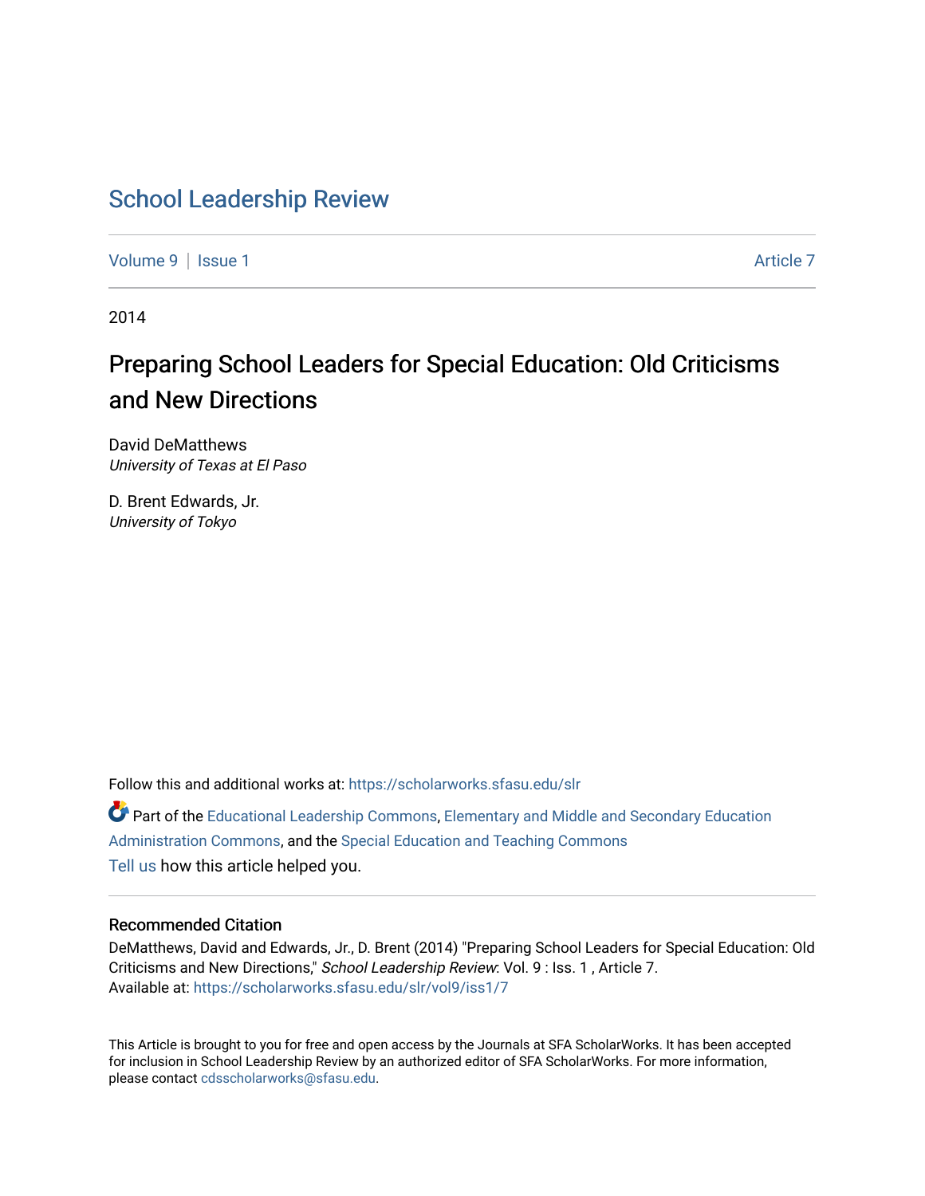# School Leadership Review

Volume 9 | Issue 1 Article 7

2014

## Preparing School Leaders for Special Education: Old Criticisms and New Directions

David DeMatthews
*University of Texas at El Paso*

D. Brent Edwards, Jr.
*University of Tokyo*

Follow this and additional works at: https://scholarworks.sfasu.edu/slr

Part of the Educational Leadership Commons, Elementary and Middle and Secondary Education Administration Commons, and the Special Education and Teaching Commons

Tell us how this article helped you.

### Recommended Citation

DeMatthews, David and Edwards, Jr., D. Brent (2014) "Preparing School Leaders for Special Education: Old Criticisms and New Directions," *School Leadership Review*: Vol. 9 : Iss. 1 , Article 7.
Available at: https://scholarworks.sfasu.edu/slr/vol9/iss1/7

This Article is brought to you for free and open access by the Journals at SFA ScholarWorks. It has been accepted for inclusion in School Leadership Review by an authorized editor of SFA ScholarWorks. For more information, please contact cdsscholarworks@sfasu.edu.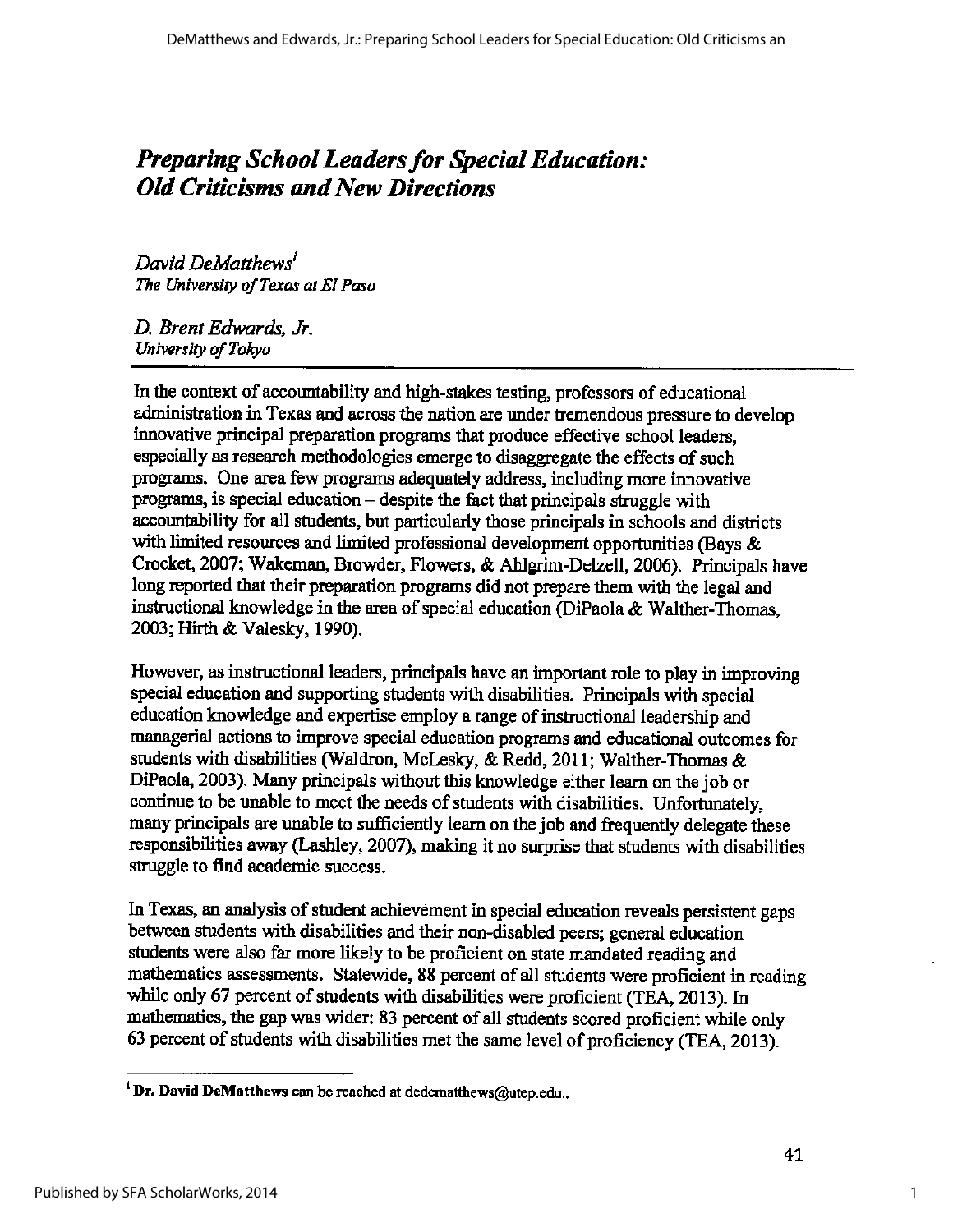# *Preparing School Leaders for Special Education: Old Criticisms and New Directions*

*David DeMatthews*[1]
*The University of Texas at El Paso*

*D. Brent Edwards, Jr.*
*University of Tokyo*

In the context of accountability and high-stakes testing, professors of educational administration in Texas and across the nation are under tremendous pressure to develop innovative principal preparation programs that produce effective school leaders, especially as research methodologies emerge to disaggregate the effects of such programs. One area few programs adequately address, including more innovative programs, is special education – despite the fact that principals struggle with accountability for all students, but particularly those principals in schools and districts with limited resources and limited professional development opportunities (Bays & Crocket, 2007; Wakeman, Browder, Flowers, & Ahlgrim-Delzell, 2006). Principals have long reported that their preparation programs did not prepare them with the legal and instructional knowledge in the area of special education (DiPaola & Walther-Thomas, 2003; Hirth & Valesky, 1990).

However, as instructional leaders, principals have an important role to play in improving special education and supporting students with disabilities. Principals with special education knowledge and expertise employ a range of instructional leadership and managerial actions to improve special education programs and educational outcomes for students with disabilities (Waldron, McLesky, & Redd, 2011; Walther-Thomas & DiPaola, 2003). Many principals without this knowledge either learn on the job or continue to be unable to meet the needs of students with disabilities. Unfortunately, many principals are unable to sufficiently learn on the job and frequently delegate these responsibilities away (Lashley, 2007), making it no surprise that students with disabilities struggle to find academic success.

In Texas, an analysis of student achievement in special education reveals persistent gaps between students with disabilities and their non-disabled peers; general education students were also far more likely to be proficient on state mandated reading and mathematics assessments. Statewide, 88 percent of all students were proficient in reading while only 67 percent of students with disabilities were proficient (TEA, 2013). In mathematics, the gap was wider: 83 percent of all students scored proficient while only 63 percent of students with disabilities met the same level of proficiency (TEA, 2013).

[1] **Dr. David DeMatthews** can be reached at dedematthews@utep.edu..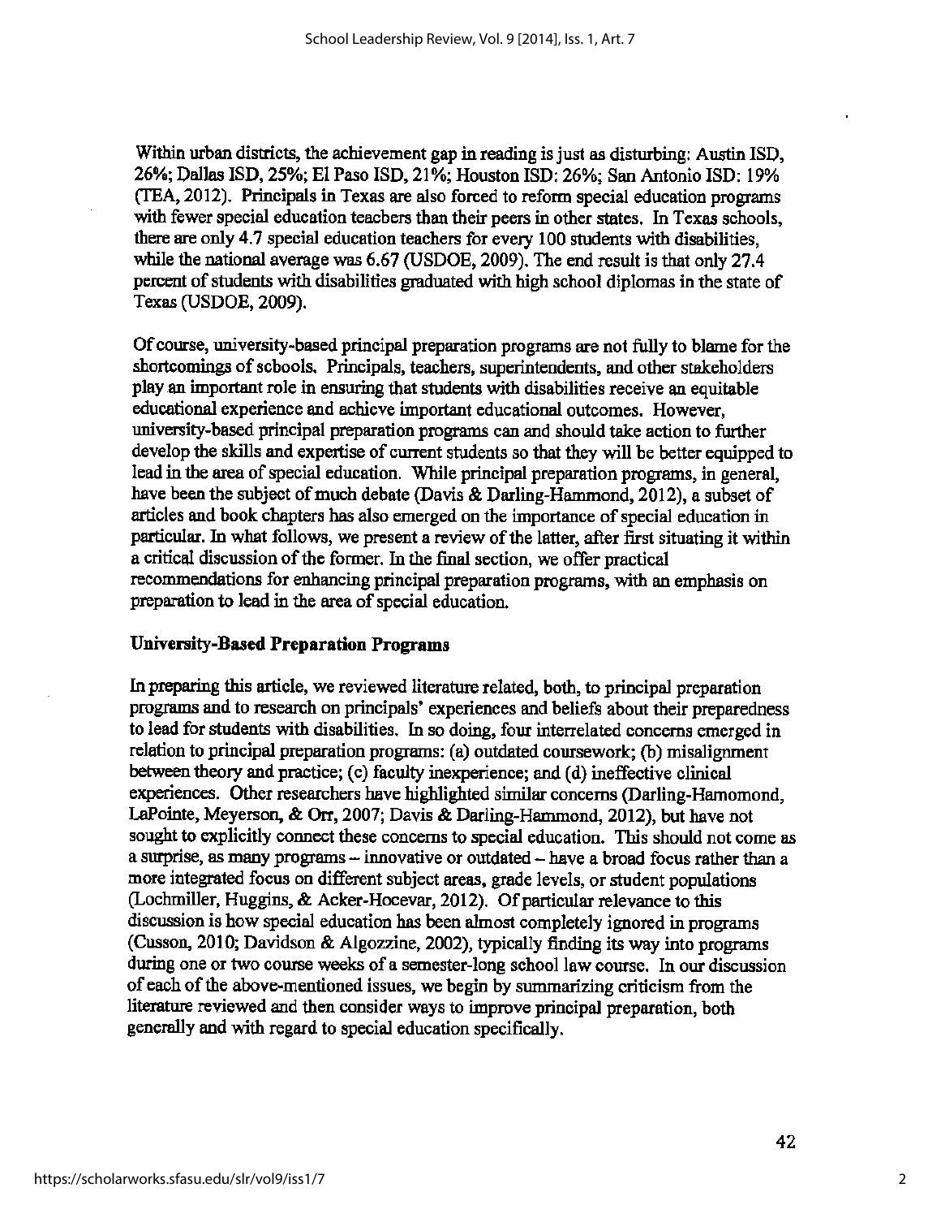Within urban districts, the achievement gap in reading is just as disturbing: Austin ISD, 26%; Dallas ISD, 25%; El Paso ISD, 21%; Houston ISD: 26%; San Antonio ISD: 19% (TEA, 2012). Principals in Texas are also forced to reform special education programs with fewer special education teachers than their peers in other states. In Texas schools, there are only 4.7 special education teachers for every 100 students with disabilities, while the national average was 6.67 (USDOE, 2009). The end result is that only 27.4 percent of students with disabilities graduated with high school diplomas in the state of Texas (USDOE, 2009).

Of course, university-based principal preparation programs are not fully to blame for the shortcomings of schools. Principals, teachers, superintendents, and other stakeholders play an important role in ensuring that students with disabilities receive an equitable educational experience and achieve important educational outcomes. However, university-based principal preparation programs can and should take action to further develop the skills and expertise of current students so that they will be better equipped to lead in the area of special education. While principal preparation programs, in general, have been the subject of much debate (Davis & Darling-Hammond, 2012), a subset of articles and book chapters has also emerged on the importance of special education in particular. In what follows, we present a review of the latter, after first situating it within a critical discussion of the former. In the final section, we offer practical recommendations for enhancing principal preparation programs, with an emphasis on preparation to lead in the area of special education.

## University-Based Preparation Programs

In preparing this article, we reviewed literature related, both, to principal preparation programs and to research on principals' experiences and beliefs about their preparedness to lead for students with disabilities. In so doing, four interrelated concerns emerged in relation to principal preparation programs: (a) outdated coursework; (b) misalignment between theory and practice; (c) faculty inexperience; and (d) ineffective clinical experiences. Other researchers have highlighted similar concerns (Darling-Hamomond, LaPointe, Meyerson, & Orr, 2007; Davis & Darling-Hammond, 2012), but have not sought to explicitly connect these concerns to special education. This should not come as a surprise, as many programs – innovative or outdated – have a broad focus rather than a more integrated focus on different subject areas, grade levels, or student populations (Lochmiller, Huggins, & Acker-Hocevar, 2012). Of particular relevance to this discussion is how special education has been almost completely ignored in programs (Cusson, 2010; Davidson & Algozzine, 2002), typically finding its way into programs during one or two course weeks of a semester-long school law course. In our discussion of each of the above-mentioned issues, we begin by summarizing criticism from the literature reviewed and then consider ways to improve principal preparation, both generally and with regard to special education specifically.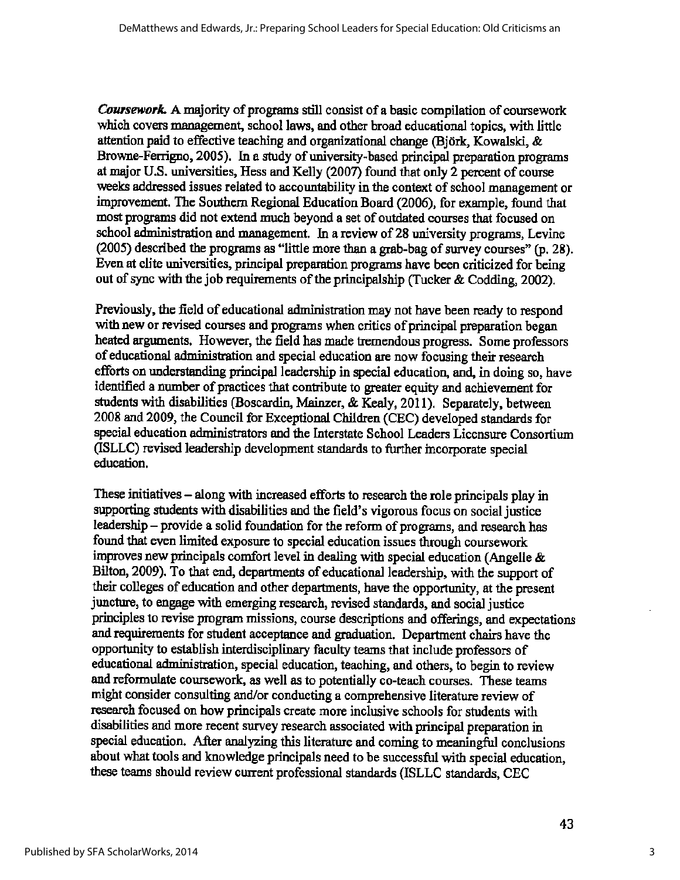***Coursework.*** A majority of programs still consist of a basic compilation of coursework which covers management, school laws, and other broad educational topics, with little attention paid to effective teaching and organizational change (Björk, Kowalski, & Browne-Ferrigno, 2005). In a study of university-based principal preparation programs at major U.S. universities, Hess and Kelly (2007) found that only 2 percent of course weeks addressed issues related to accountability in the context of school management or improvement. The Southern Regional Education Board (2006), for example, found that most programs did not extend much beyond a set of outdated courses that focused on school administration and management. In a review of 28 university programs, Levine (2005) described the programs as "little more than a grab-bag of survey courses" (p. 28). Even at elite universities, principal preparation programs have been criticized for being out of sync with the job requirements of the principalship (Tucker & Codding, 2002).

Previously, the field of educational administration may not have been ready to respond with new or revised courses and programs when critics of principal preparation began heated arguments. However, the field has made tremendous progress. Some professors of educational administration and special education are now focusing their research efforts on understanding principal leadership in special education, and, in doing so, have identified a number of practices that contribute to greater equity and achievement for students with disabilities (Boscardin, Mainzer, & Kealy, 2011). Separately, between 2008 and 2009, the Council for Exceptional Children (CEC) developed standards for special education administrators and the Interstate School Leaders Licensure Consortium (ISLLC) revised leadership development standards to further incorporate special education.

These initiatives – along with increased efforts to research the role principals play in supporting students with disabilities and the field's vigorous focus on social justice leadership – provide a solid foundation for the reform of programs, and research has found that even limited exposure to special education issues through coursework improves new principals comfort level in dealing with special education (Angelle & Bilton, 2009). To that end, departments of educational leadership, with the support of their colleges of education and other departments, have the opportunity, at the present juncture, to engage with emerging research, revised standards, and social justice principles to revise program missions, course descriptions and offerings, and expectations and requirements for student acceptance and graduation. Department chairs have the opportunity to establish interdisciplinary faculty teams that include professors of educational administration, special education, teaching, and others, to begin to review and reformulate coursework, as well as to potentially co-teach courses. These teams might consider consulting and/or conducting a comprehensive literature review of research focused on how principals create more inclusive schools for students with disabilities and more recent survey research associated with principal preparation in special education. After analyzing this literature and coming to meaningful conclusions about what tools and knowledge principals need to be successful with special education, these teams should review current professional standards (ISLLC standards, CEC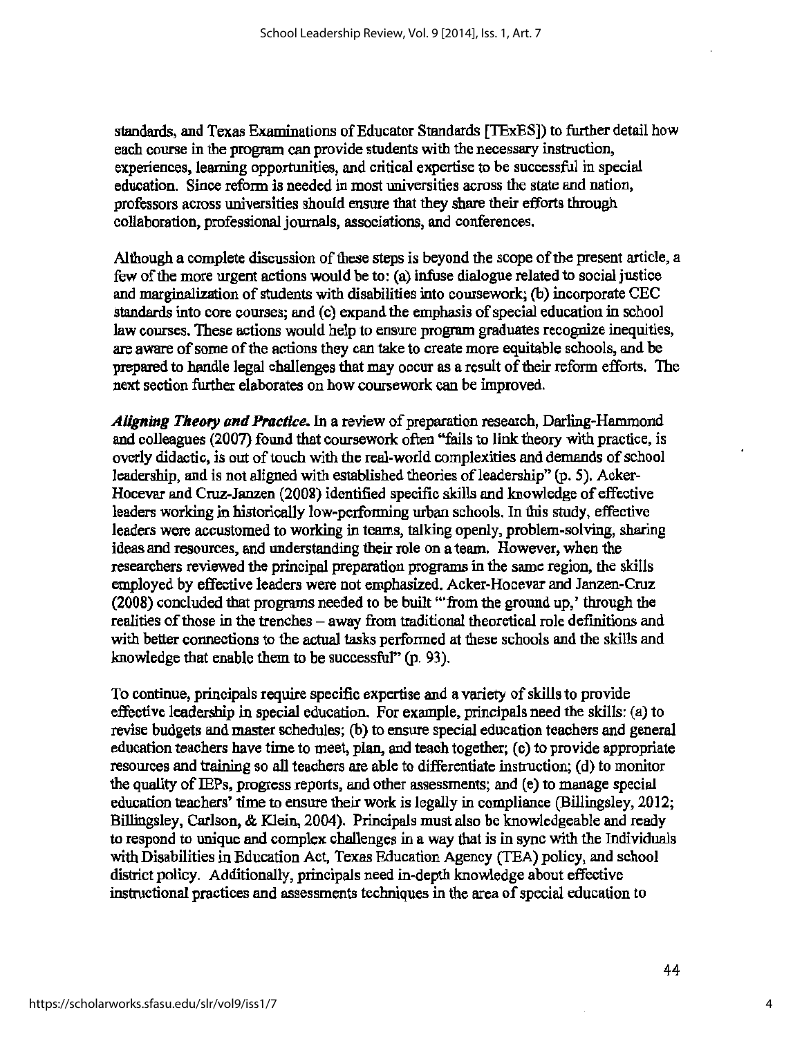standards, and Texas Examinations of Educator Standards [TExES]) to further detail how each course in the program can provide students with the necessary instruction, experiences, learning opportunities, and critical expertise to be successful in special education. Since reform is needed in most universities across the state and nation, professors across universities should ensure that they share their efforts through collaboration, professional journals, associations, and conferences.

Although a complete discussion of these steps is beyond the scope of the present article, a few of the more urgent actions would be to: (a) infuse dialogue related to social justice and marginalization of students with disabilities into coursework; (b) incorporate CEC standards into core courses; and (c) expand the emphasis of special education in school law courses. These actions would help to ensure program graduates recognize inequities, are aware of some of the actions they can take to create more equitable schools, and be prepared to handle legal challenges that may occur as a result of their reform efforts. The next section further elaborates on how coursework can be improved.

***Aligning Theory and Practice.*** In a review of preparation research, Darling-Hammond and colleagues (2007) found that coursework often "fails to link theory with practice, is overly didactic, is out of touch with the real-world complexities and demands of school leadership, and is not aligned with established theories of leadership" (p. 5). Acker-Hocevar and Cruz-Janzen (2008) identified specific skills and knowledge of effective leaders working in historically low-performing urban schools. In this study, effective leaders were accustomed to working in teams, talking openly, problem-solving, sharing ideas and resources, and understanding their role on a team. However, when the researchers reviewed the principal preparation programs in the same region, the skills employed by effective leaders were not emphasized. Acker-Hocevar and Janzen-Cruz (2008) concluded that programs needed to be built "'from the ground up,' through the realities of those in the trenches – away from traditional theoretical role definitions and with better connections to the actual tasks performed at these schools and the skills and knowledge that enable them to be successful" (p. 93).

To continue, principals require specific expertise and a variety of skills to provide effective leadership in special education. For example, principals need the skills: (a) to revise budgets and master schedules; (b) to ensure special education teachers and general education teachers have time to meet, plan, and teach together; (c) to provide appropriate resources and training so all teachers are able to differentiate instruction; (d) to monitor the quality of IEPs, progress reports, and other assessments; and (e) to manage special education teachers' time to ensure their work is legally in compliance (Billingsley, 2012; Billingsley, Carlson, & Klein, 2004). Principals must also be knowledgeable and ready to respond to unique and complex challenges in a way that is in sync with the Individuals with Disabilities in Education Act, Texas Education Agency (TEA) policy, and school district policy. Additionally, principals need in-depth knowledge about effective instructional practices and assessments techniques in the area of special education to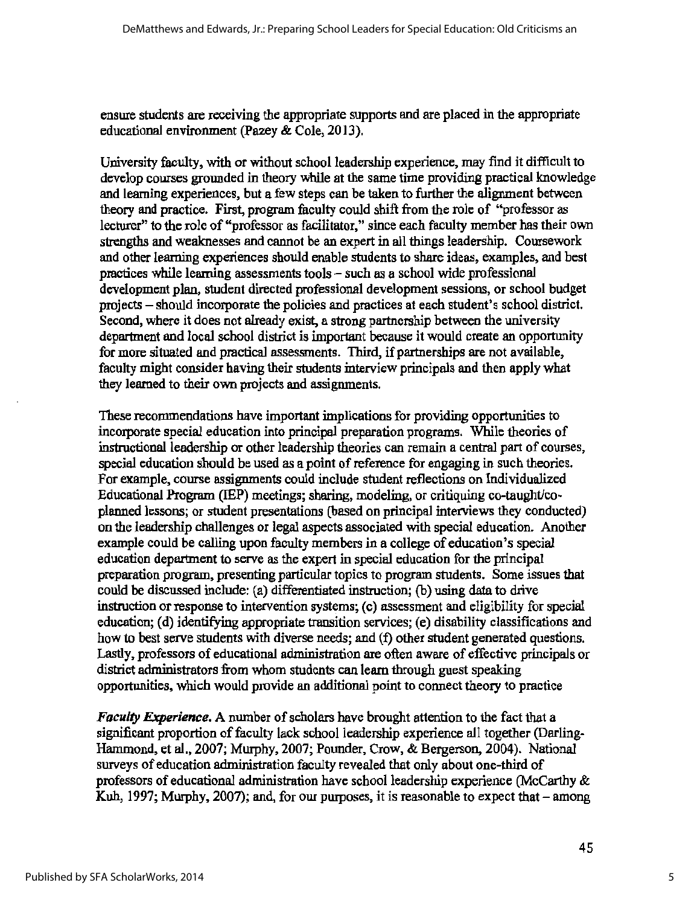ensure students are receiving the appropriate supports and are placed in the appropriate educational environment (Pazey & Cole, 2013).

University faculty, with or without school leadership experience, may find it difficult to develop courses grounded in theory while at the same time providing practical knowledge and learning experiences, but a few steps can be taken to further the alignment between theory and practice. First, program faculty could shift from the role of "professor as lecturer" to the role of "professor as facilitator," since each faculty member has their own strengths and weaknesses and cannot be an expert in all things leadership. Coursework and other learning experiences should enable students to share ideas, examples, and best practices while learning assessments tools – such as a school wide professional development plan, student directed professional development sessions, or school budget projects – should incorporate the policies and practices at each student's school district. Second, where it does not already exist, a strong partnership between the university department and local school district is important because it would create an opportunity for more situated and practical assessments. Third, if partnerships are not available, faculty might consider having their students interview principals and then apply what they learned to their own projects and assignments.

These recommendations have important implications for providing opportunities to incorporate special education into principal preparation programs. While theories of instructional leadership or other leadership theories can remain a central part of courses, special education should be used as a point of reference for engaging in such theories. For example, course assignments could include student reflections on Individualized Educational Program (IEP) meetings; sharing, modeling, or critiquing co-taught/co-planned lessons; or student presentations (based on principal interviews they conducted) on the leadership challenges or legal aspects associated with special education. Another example could be calling upon faculty members in a college of education's special education department to serve as the expert in special education for the principal preparation program, presenting particular topics to program students. Some issues that could be discussed include: (a) differentiated instruction; (b) using data to drive instruction or response to intervention systems; (c) assessment and eligibility for special education; (d) identifying appropriate transition services; (e) disability classifications and how to best serve students with diverse needs; and (f) other student generated questions. Lastly, professors of educational administration are often aware of effective principals or district administrators from whom students can learn through guest speaking opportunities, which would provide an additional point to connect theory to practice

***Faculty Experience.*** A number of scholars have brought attention to the fact that a significant proportion of faculty lack school leadership experience all together (Darling-Hammond, et al., 2007; Murphy, 2007; Pounder, Crow, & Bergerson, 2004). National surveys of education administration faculty revealed that only about one-third of professors of educational administration have school leadership experience (McCarthy & Kuh, 1997; Murphy, 2007); and, for our purposes, it is reasonable to expect that – among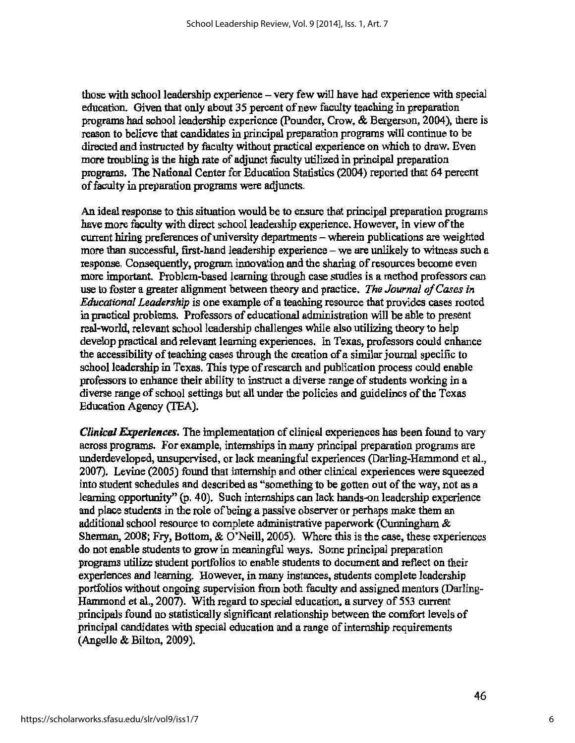those with school leadership experience – very few will have had experience with special education. Given that only about 35 percent of new faculty teaching in preparation programs had school leadership experience (Pounder, Crow, & Bergerson, 2004), there is reason to believe that candidates in principal preparation programs will continue to be directed and instructed by faculty without practical experience on which to draw. Even more troubling is the high rate of adjunct faculty utilized in principal preparation programs. The National Center for Education Statistics (2004) reported that 64 percent of faculty in preparation programs were adjuncts.

An ideal response to this situation would be to ensure that principal preparation programs have more faculty with direct school leadership experience. However, in view of the current hiring preferences of university departments – wherein publications are weighted more than successful, first-hand leadership experience – we are unlikely to witness such a response. Consequently, program innovation and the sharing of resources become even more important. Problem-based learning through case studies is a method professors can use to foster a greater alignment between theory and practice. *The Journal of Cases in Educational Leadership* is one example of a teaching resource that provides cases rooted in practical problems. Professors of educational administration will be able to present real-world, relevant school leadership challenges while also utilizing theory to help develop practical and relevant learning experiences. In Texas, professors could enhance the accessibility of teaching cases through the creation of a similar journal specific to school leadership in Texas. This type of research and publication process could enable professors to enhance their ability to instruct a diverse range of students working in a diverse range of school settings but all under the policies and guidelines of the Texas Education Agency (TEA).

***Clinical Experiences.*** The implementation of clinical experiences has been found to vary across programs. For example, internships in many principal preparation programs are underdeveloped, unsupervised, or lack meaningful experiences (Darling-Hammond et al., 2007). Levine (2005) found that internship and other clinical experiences were squeezed into student schedules and described as "something to be gotten out of the way, not as a learning opportunity" (p. 40). Such internships can lack hands-on leadership experience and place students in the role of being a passive observer or perhaps make them an additional school resource to complete administrative paperwork (Cunningham & Sherman, 2008; Fry, Bottom, & O'Neill, 2005). Where this is the case, these experiences do not enable students to grow in meaningful ways. Some principal preparation programs utilize student portfolios to enable students to document and reflect on their experiences and learning. However, in many instances, students complete leadership portfolios without ongoing supervision from both faculty and assigned mentors (Darling-Hammond et al., 2007). With regard to special education, a survey of 553 current principals found no statistically significant relationship between the comfort levels of principal candidates with special education and a range of internship requirements (Angelle & Bilton, 2009).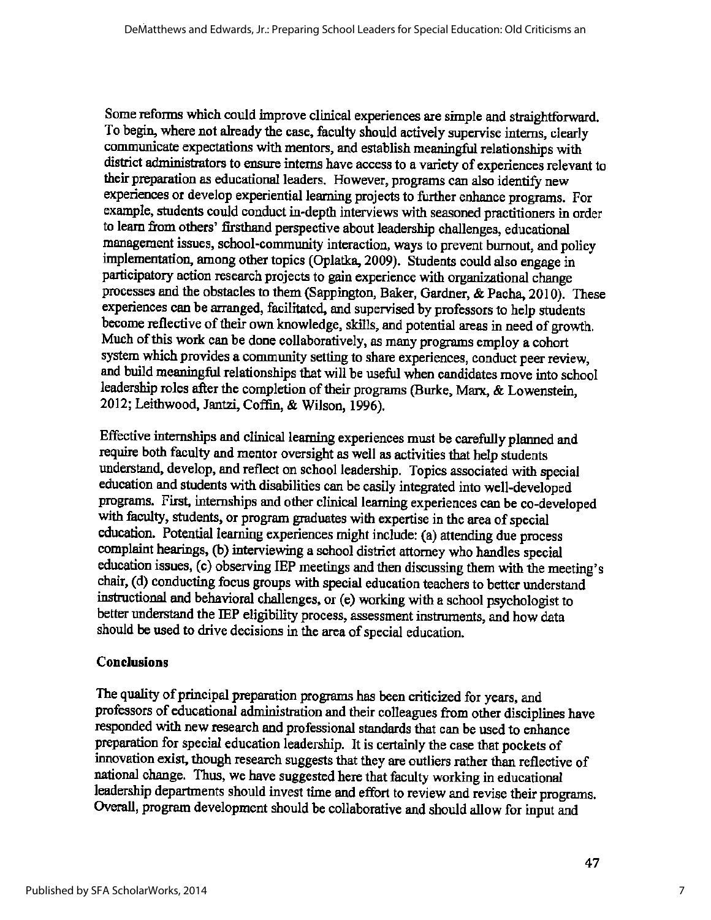Some reforms which could improve clinical experiences are simple and straightforward. To begin, where not already the case, faculty should actively supervise interns, clearly communicate expectations with mentors, and establish meaningful relationships with district administrators to ensure interns have access to a variety of experiences relevant to their preparation as educational leaders. However, programs can also identify new experiences or develop experiential learning projects to further enhance programs. For example, students could conduct in-depth interviews with seasoned practitioners in order to learn from others' firsthand perspective about leadership challenges, educational management issues, school-community interaction, ways to prevent burnout, and policy implementation, among other topics (Oplatka, 2009). Students could also engage in participatory action research projects to gain experience with organizational change processes and the obstacles to them (Sappington, Baker, Gardner, & Pacha, 2010). These experiences can be arranged, facilitated, and supervised by professors to help students become reflective of their own knowledge, skills, and potential areas in need of growth. Much of this work can be done collaboratively, as many programs employ a cohort system which provides a community setting to share experiences, conduct peer review, and build meaningful relationships that will be useful when candidates move into school leadership roles after the completion of their programs (Burke, Marx, & Lowenstein, 2012; Leithwood, Jantzi, Coffin, & Wilson, 1996).

Effective internships and clinical learning experiences must be carefully planned and require both faculty and mentor oversight as well as activities that help students understand, develop, and reflect on school leadership. Topics associated with special education and students with disabilities can be easily integrated into well-developed programs. First, internships and other clinical learning experiences can be co-developed with faculty, students, or program graduates with expertise in the area of special education. Potential learning experiences might include: (a) attending due process complaint hearings, (b) interviewing a school district attorney who handles special education issues, (c) observing IEP meetings and then discussing them with the meeting's chair, (d) conducting focus groups with special education teachers to better understand instructional and behavioral challenges, or (e) working with a school psychologist to better understand the IEP eligibility process, assessment instruments, and how data should be used to drive decisions in the area of special education.

## Conclusions

The quality of principal preparation programs has been criticized for years, and professors of educational administration and their colleagues from other disciplines have responded with new research and professional standards that can be used to enhance preparation for special education leadership. It is certainly the case that pockets of innovation exist, though research suggests that they are outliers rather than reflective of national change. Thus, we have suggested here that faculty working in educational leadership departments should invest time and effort to review and revise their programs. Overall, program development should be collaborative and should allow for input and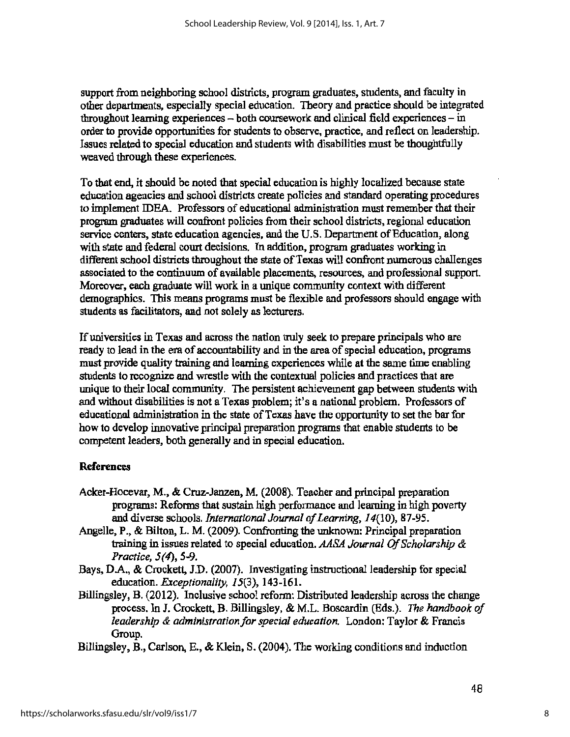support from neighboring school districts, program graduates, students, and faculty in other departments, especially special education. Theory and practice should be integrated throughout learning experiences – both coursework and clinical field experiences – in order to provide opportunities for students to observe, practice, and reflect on leadership. Issues related to special education and students with disabilities must be thoughtfully weaved through these experiences.

To that end, it should be noted that special education is highly localized because state education agencies and school districts create policies and standard operating procedures to implement IDEA. Professors of educational administration must remember that their program graduates will confront policies from their school districts, regional education service centers, state education agencies, and the U.S. Department of Education, along with state and federal court decisions. In addition, program graduates working in different school districts throughout the state of Texas will confront numerous challenges associated to the continuum of available placements, resources, and professional support. Moreover, each graduate will work in a unique community context with different demographics. This means programs must be flexible and professors should engage with students as facilitators, and not solely as lecturers.

If universities in Texas and across the nation truly seek to prepare principals who are ready to lead in the era of accountability and in the area of special education, programs must provide quality training and learning experiences while at the same time enabling students to recognize and wrestle with the contextual policies and practices that are unique to their local community. The persistent achievement gap between students with and without disabilities is not a Texas problem; it's a national problem. Professors of educational administration in the state of Texas have the opportunity to set the bar for how to develop innovative principal preparation programs that enable students to be competent leaders, both generally and in special education.

**References**

Acker-Hocevar, M., & Cruz-Janzen, M. (2008). Teacher and principal preparation programs: Reforms that sustain high performance and learning in high poverty and diverse schools. *International Journal of Learning, 14*(10), 87-95.

Angelle, P., & Bilton, L. M. (2009). Confronting the unknown: Principal preparation training in issues related to special education. *AASA Journal Of Scholarship & Practice, 5(4)*, 5-9.

Bays, D.A., & Crockett, J.D. (2007). Investigating instructional leadership for special education. *Exceptionality, 15*(3), 143-161.

Billingsley, B. (2012). Inclusive school reform: Distributed leadership across the change process. In J. Crockett, B. Billingsley, & M.L. Boscardin (Eds.). *The handbook of leadership & administration for special education.* London: Taylor & Francis Group.

Billingsley, B., Carlson, E., & Klein, S. (2004). The working conditions and induction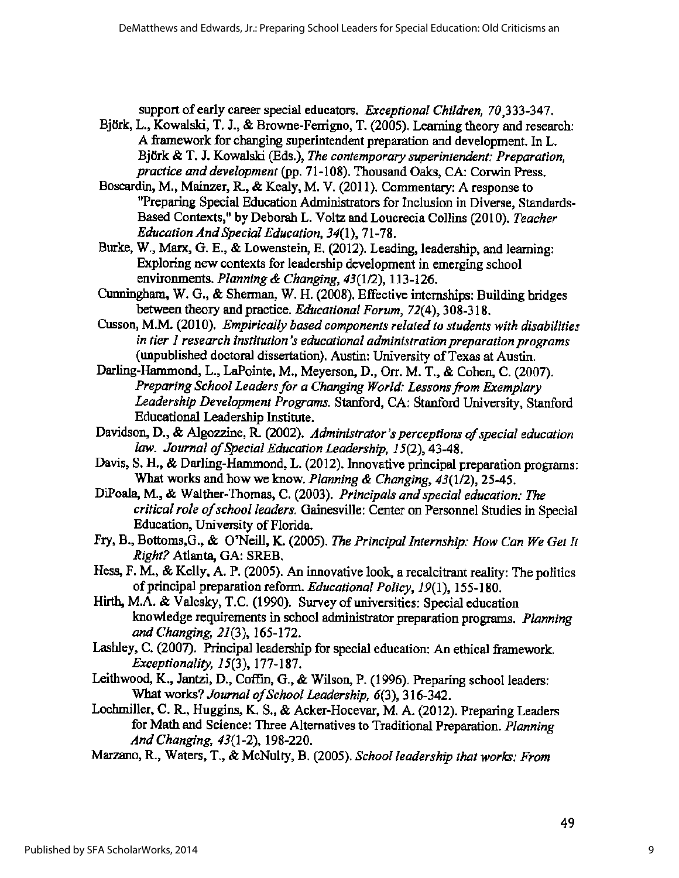support of early career special educators. *Exceptional Children, 70*,333-347.

Björk, L., Kowalski, T. J., & Browne-Ferrigno, T. (2005). Learning theory and research: A framework for changing superintendent preparation and development. In L. Björk & T. J. Kowalski (Eds.), *The contemporary superintendent: Preparation, practice and development* (pp. 71-108). Thousand Oaks, CA: Corwin Press.

Boscardin, M., Mainzer, R., & Kealy, M. V. (2011). Commentary: A response to "Preparing Special Education Administrators for Inclusion in Diverse, Standards-Based Contexts," by Deborah L. Voltz and Loucrecia Collins (2010). *Teacher Education And Special Education, 34*(1), 71-78.

Burke, W., Marx, G. E., & Lowenstein, E. (2012). Leading, leadership, and learning: Exploring new contexts for leadership development in emerging school environments. *Planning & Changing, 43*(1/2), 113-126.

Cunningham, W. G., & Sherman, W. H. (2008). Effective internships: Building bridges between theory and practice. *Educational Forum, 72*(4), 308-318.

Cusson, M.M. (2010). *Empirically based components related to students with disabilities in tier 1 research institution's educational administration preparation programs* (unpublished doctoral dissertation). Austin: University of Texas at Austin.

Darling-Hammond, L., LaPointe, M., Meyerson, D., Orr. M. T., & Cohen, C. (2007). *Preparing School Leaders for a Changing World: Lessons from Exemplary Leadership Development Programs.* Stanford, CA: Stanford University, Stanford Educational Leadership Institute.

Davidson, D., & Algozzine, R. (2002). *Administrator's perceptions of special education law. Journal of Special Education Leadership, 15*(2), 43-48.

Davis, S. H., & Darling-Hammond, L. (2012). Innovative principal preparation programs: What works and how we know. *Planning & Changing, 43*(1/2), 25-45.

DiPoala, M., & Walther-Thomas, C. (2003). *Principals and special education: The critical role of school leaders.* Gainesville: Center on Personnel Studies in Special Education, University of Florida.

Fry, B., Bottoms,G., & O'Neill, K. (2005). *The Principal Internship: How Can We Get It Right?* Atlanta, GA: SREB.

Hess, F. M., & Kelly, A. P. (2005). An innovative look, a recalcitrant reality: The politics of principal preparation reform. *Educational Policy, 19*(1), 155-180.

Hirth, M.A. & Valesky, T.C. (1990). Survey of universities: Special education knowledge requirements in school administrator preparation programs. *Planning and Changing, 21*(3), 165-172.

Lashley, C. (2007). Principal leadership for special education: An ethical framework. *Exceptionality, 15*(3), 177-187.

Leithwood, K., Jantzi, D., Coffin, G., & Wilson, P. (1996). Preparing school leaders: What works? *Journal of School Leadership, 6*(3), 316-342.

Lochmiller, C. R., Huggins, K. S., & Acker-Hocevar, M. A. (2012). Preparing Leaders for Math and Science: Three Alternatives to Traditional Preparation. *Planning And Changing, 43*(1-2), 198-220.

Marzano, R., Waters, T., & McNulty, B. (2005). *School leadership that works: From*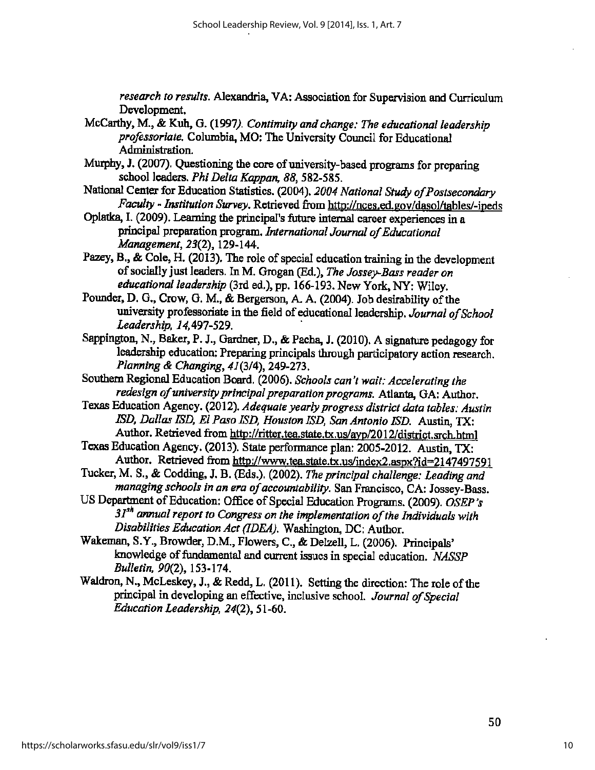*research to results.* Alexandria, VA: Association for Supervision and Curriculum Development.

McCarthy, M., & Kuh, G. (1997). *Continuity and change: The educational leadership professoriate.* Columbia, MO: The University Council for Educational Administration.

Murphy, J. (2007). Questioning the core of university-based programs for preparing school leaders. *Phi Delta Kappan, 88*, 582-585.

National Center for Education Statistics. (2004). *2004 National Study of Postsecondary Faculty - Institution Survey.* Retrieved from http://nces.ed.gov/dasol/tables/-ipeds

Oplatka, I. (2009). Learning the principal's future internal career experiences in a principal preparation program. *International Journal of Educational Management, 23*(2), 129-144.

Pazey, B., & Cole, H. (2013). The role of special education training in the development of socially just leaders. In M. Grogan (Ed.), *The Jossey-Bass reader on educational leadership* (3rd ed.), pp. 166-193. New York, NY: Wiley.

Pounder, D. G., Crow, G. M., & Bergerson, A. A. (2004). Job desirability of the university professoriate in the field of educational leadership. *Journal of School Leadership, 14*, 497-529.

Sappington, N., Baker, P. J., Gardner, D., & Pacha, J. (2010). A signature pedagogy for leadership education: Preparing principals through participatory action research. *Planning & Changing, 41*(3/4), 249-273.

Southern Regional Education Board. (2006). *Schools can't wait: Accelerating the redesign of university principal preparation programs.* Atlanta, GA: Author.

Texas Education Agency. (2012). *Adequate yearly progress district data tables: Austin ISD, Dallas ISD, El Paso ISD, Houston ISD, San Antonio ISD.* Austin, TX: Author. Retrieved from http://ritter.tea.state.tx.us/ayp/2012/district.srch.html

Texas Education Agency. (2013). State performance plan: 2005-2012. Austin, TX: Author. Retrieved from http://www.tea.state.tx.us/index2.aspx?id=2147497591

Tucker, M. S., & Codding, J. B. (Eds.). (2002). *The principal challenge: Leading and managing schools in an era of accountability.* San Francisco, CA: Jossey-Bass.

US Department of Education: Office of Special Education Programs. (2009). *OSEP's 31st annual report to Congress on the implementation of the Individuals with Disabilities Education Act (IDEA).* Washington, DC: Author.

Wakeman, S.Y., Browder, D.M., Flowers, C., & Delzell, L. (2006). Principals' knowledge of fundamental and current issues in special education. *NASSP Bulletin, 90*(2), 153-174.

Waldron, N., McLeskey, J., & Redd, L. (2011). Setting the direction: The role of the principal in developing an effective, inclusive school. *Journal of Special Education Leadership, 24*(2), 51-60.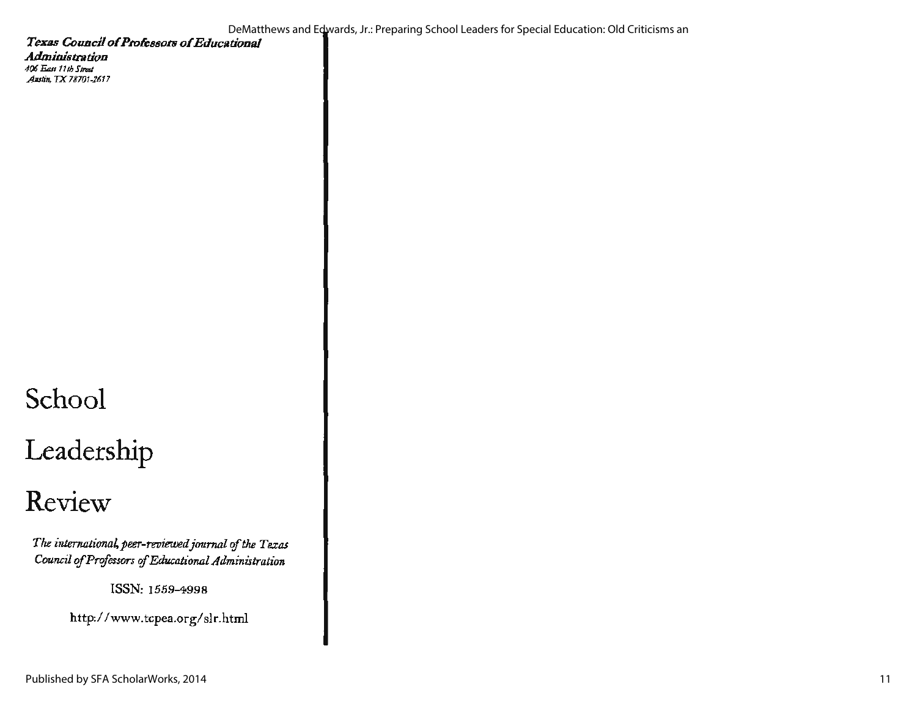*Texas Council of Professors of Educational Administration*

*406 East 11th Street*

*Austin, TX 78701-2617*

# School

# Leadership

# Review

*The international, peer-reviewed journal of the Texas Council of Professors of Educational Administration*

ISSN: 1559-4998

http://www.tcpea.org/slr.html